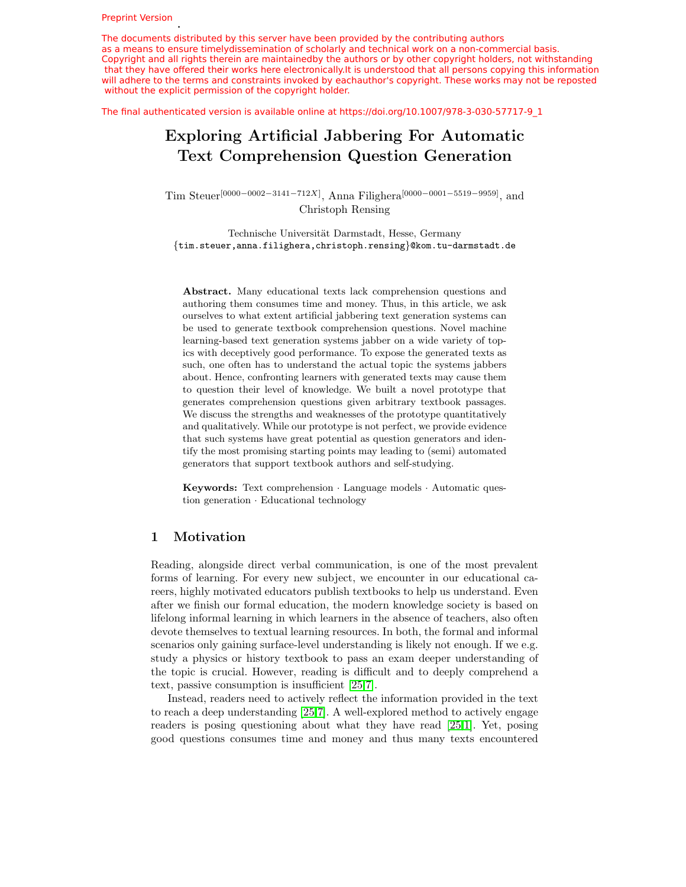Preprint Version

The documents distributed by this server have been provided by the contributing authors as a means to ensure timelydissemination of scholarly and technical work on a non-commercial basis. Copyright and all rights therein are maintainedby the authors or by other copyright holders, not withstanding that they have offered their works here electronically.It is understood that all persons copying this information will adhere to the terms and constraints invoked by eachauthor's copyright. These works may not be reposted without the explicit permission of the copyright holder.

The final authenticated version is available online at https://doi.org/10.1007/978-3-030-57717-9_1

# Exploring Artificial Jabbering For Automatic Text Comprehension Question Generation

Tim Steuer[0000−0002−3141−712X], Anna Filighera[0000−0001−5519−9959], and Christoph Rensing

Technische Universität Darmstadt, Hesse, Germany
{tim.steuer,anna.filighera,christoph.rensing}@kom.tu-darmstadt.de

**Abstract.** Many educational texts lack comprehension questions and authoring them consumes time and money. Thus, in this article, we ask ourselves to what extent artificial jabbering text generation systems can be used to generate textbook comprehension questions. Novel machine learning-based text generation systems jabber on a wide variety of topics with deceptively good performance. To expose the generated texts as such, one often has to understand the actual topic the systems jabbers about. Hence, confronting learners with generated texts may cause them to question their level of knowledge. We built a novel prototype that generates comprehension questions given arbitrary textbook passages. We discuss the strengths and weaknesses of the prototype quantitatively and qualitatively. While our prototype is not perfect, we provide evidence that such systems have great potential as question generators and identify the most promising starting points may leading to (semi) automated generators that support textbook authors and self-studying.

**Keywords:** Text comprehension · Language models · Automatic question generation · Educational technology

## 1 Motivation

Reading, alongside direct verbal communication, is one of the most prevalent forms of learning. For every new subject, we encounter in our educational careers, highly motivated educators publish textbooks to help us understand. Even after we finish our formal education, the modern knowledge society is based on lifelong informal learning in which learners in the absence of teachers, also often devote themselves to textual learning resources. In both, the formal and informal scenarios only gaining surface-level understanding is likely not enough. If we e.g. study a physics or history textbook to pass an exam deeper understanding of the topic is crucial. However, reading is difficult and to deeply comprehend a text, passive consumption is insufficient [25,7].

Instead, readers need to actively reflect the information provided in the text to reach a deep understanding [25,7]. A well-explored method to actively engage readers is posing questioning about what they have read [25,1]. Yet, posing good questions consumes time and money and thus many texts encountered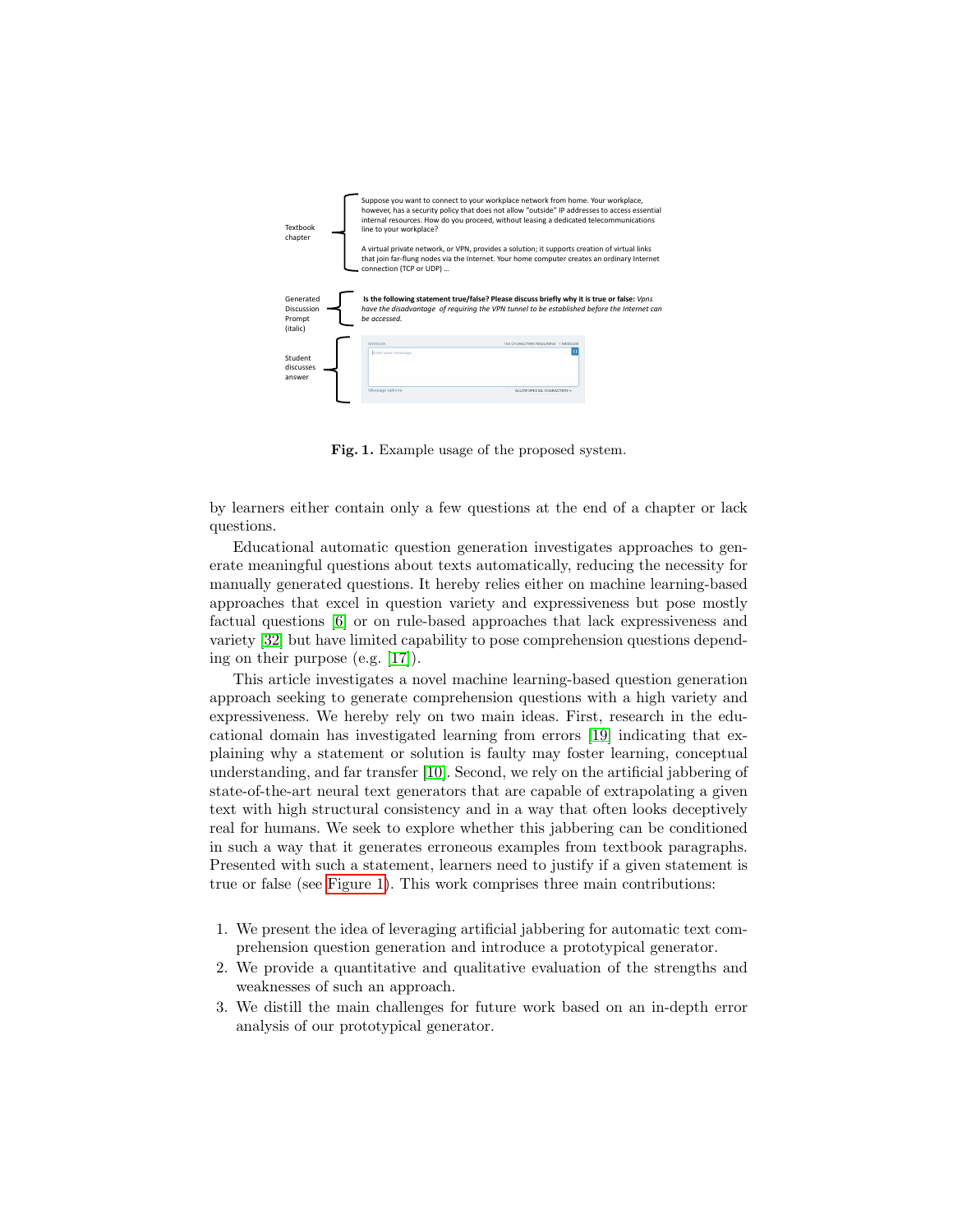Textbook chapter

Suppose you want to connect to your workplace network from home. Your workplace, however, has a security policy that does not allow "outside" IP addresses to access essential internal resources. How do you proceed, without leasing a dedicated telecommunications line to your workplace?

A virtual private network, or VPN, provides a solution; it supports creation of virtual links that join far-flung nodes via the Internet. Your home computer creates an ordinary Internet connection (TCP or UDP) ...

Generated Discussion Prompt (italic)

**Is the following statement true/false? Please discuss briefly why it is true or false:** *Vpns have the disadvantage of requiring the VPN tunnel to be established before the Internet can be accessed.*

Student discusses answer

**Fig. 1.** Example usage of the proposed system.

by learners either contain only a few questions at the end of a chapter or lack questions.

Educational automatic question generation investigates approaches to generate meaningful questions about texts automatically, reducing the necessity for manually generated questions. It hereby relies either on machine learning-based approaches that excel in question variety and expressiveness but pose mostly factual questions [6] or on rule-based approaches that lack expressiveness and variety [32] but have limited capability to pose comprehension questions depending on their purpose (e.g. [17]).

This article investigates a novel machine learning-based question generation approach seeking to generate comprehension questions with a high variety and expressiveness. We hereby rely on two main ideas. First, research in the educational domain has investigated learning from errors [19] indicating that explaining why a statement or solution is faulty may foster learning, conceptual understanding, and far transfer [10]. Second, we rely on the artificial jabbering of state-of-the-art neural text generators that are capable of extrapolating a given text with high structural consistency and in a way that often looks deceptively real for humans. We seek to explore whether this jabbering can be conditioned in such a way that it generates erroneous examples from textbook paragraphs. Presented with such a statement, learners need to justify if a given statement is true or false (see Figure 1). This work comprises three main contributions:

1. We present the idea of leveraging artificial jabbering for automatic text comprehension question generation and introduce a prototypical generator.
2. We provide a quantitative and qualitative evaluation of the strengths and weaknesses of such an approach.
3. We distill the main challenges for future work based on an in-depth error analysis of our prototypical generator.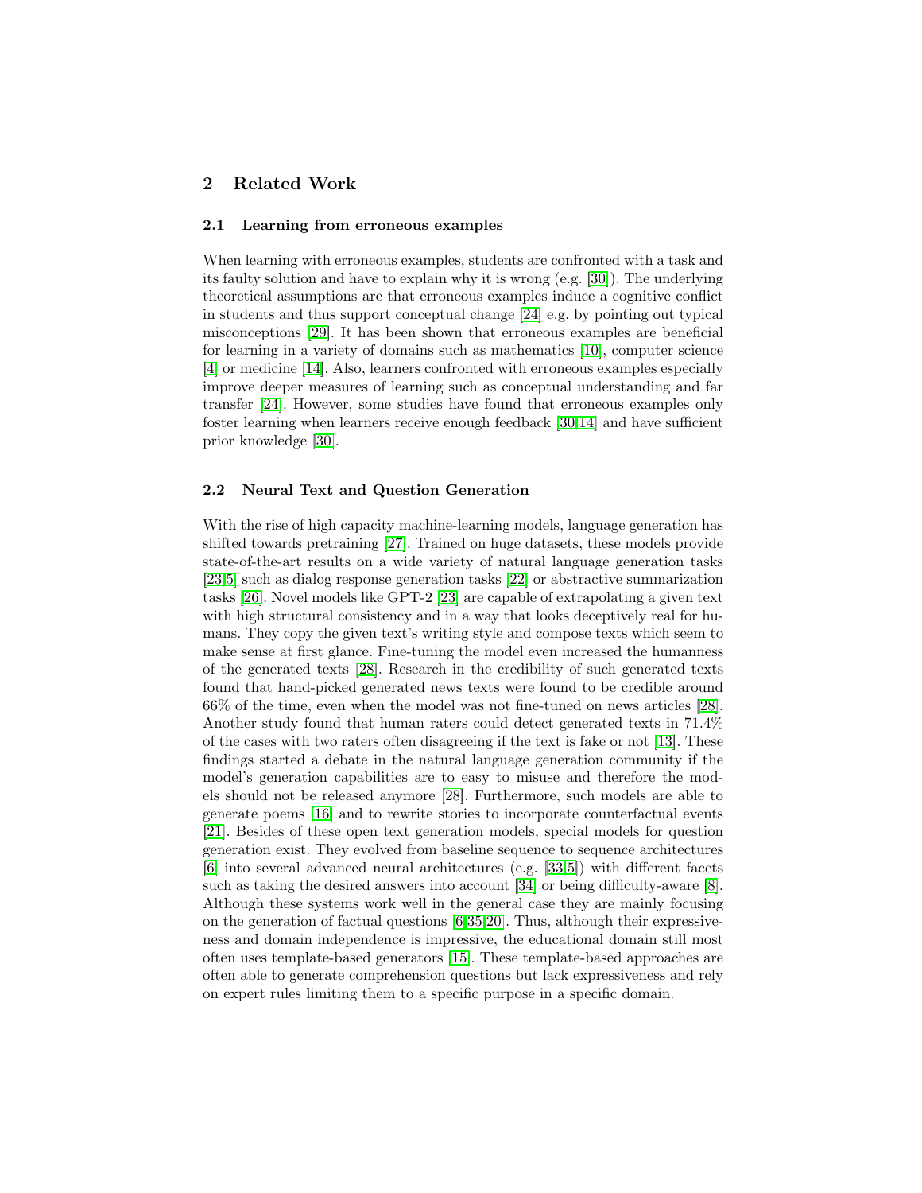## 2 Related Work

### 2.1 Learning from erroneous examples

When learning with erroneous examples, students are confronted with a task and its faulty solution and have to explain why it is wrong (e.g. [30]). The underlying theoretical assumptions are that erroneous examples induce a cognitive conflict in students and thus support conceptual change [24] e.g. by pointing out typical misconceptions [29]. It has been shown that erroneous examples are beneficial for learning in a variety of domains such as mathematics [10], computer science [4] or medicine [14]. Also, learners confronted with erroneous examples especially improve deeper measures of learning such as conceptual understanding and far transfer [24]. However, some studies have found that erroneous examples only foster learning when learners receive enough feedback [30,14] and have sufficient prior knowledge [30].

### 2.2 Neural Text and Question Generation

With the rise of high capacity machine-learning models, language generation has shifted towards pretraining [27]. Trained on huge datasets, these models provide state-of-the-art results on a wide variety of natural language generation tasks [23,5] such as dialog response generation tasks [22] or abstractive summarization tasks [26]. Novel models like GPT-2 [23] are capable of extrapolating a given text with high structural consistency and in a way that looks deceptively real for humans. They copy the given text's writing style and compose texts which seem to make sense at first glance. Fine-tuning the model even increased the humanness of the generated texts [28]. Research in the credibility of such generated texts found that hand-picked generated news texts were found to be credible around 66% of the time, even when the model was not fine-tuned on news articles [28]. Another study found that human raters could detect generated texts in 71.4% of the cases with two raters often disagreeing if the text is fake or not [13]. These findings started a debate in the natural language generation community if the model's generation capabilities are to easy to misuse and therefore the models should not be released anymore [28]. Furthermore, such models are able to generate poems [16] and to rewrite stories to incorporate counterfactual events [21]. Besides of these open text generation models, special models for question generation exist. They evolved from baseline sequence to sequence architectures [6] into several advanced neural architectures (e.g. [33,5]) with different facets such as taking the desired answers into account [34] or being difficulty-aware [8]. Although these systems work well in the general case they are mainly focusing on the generation of factual questions [6,35,20]. Thus, although their expressiveness and domain independence is impressive, the educational domain still most often uses template-based generators [15]. These template-based approaches are often able to generate comprehension questions but lack expressiveness and rely on expert rules limiting them to a specific purpose in a specific domain.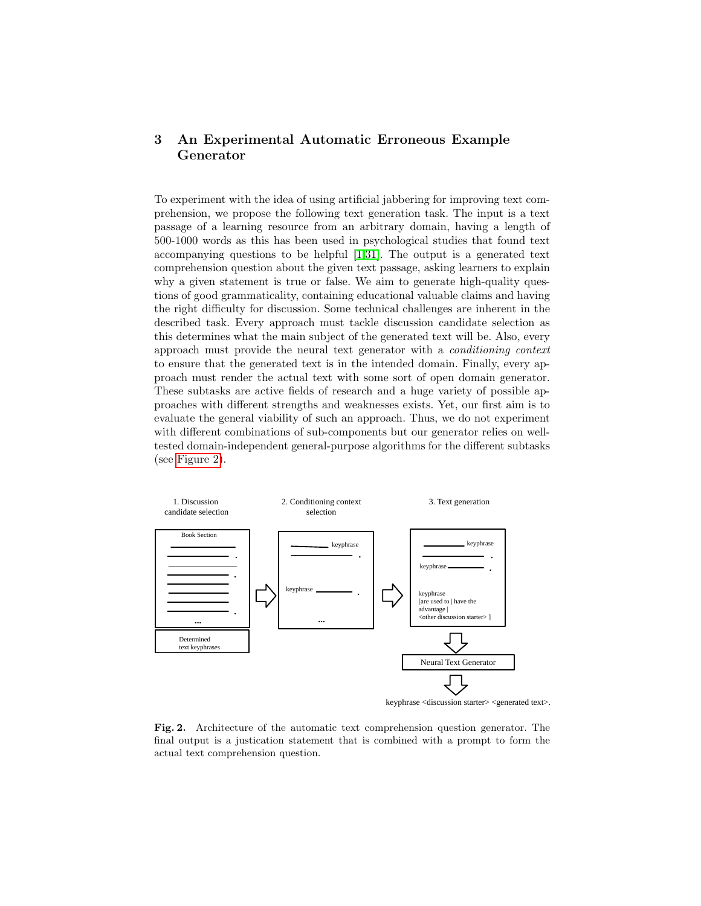## 3 An Experimental Automatic Erroneous Example Generator

To experiment with the idea of using artificial jabbering for improving text comprehension, we propose the following text generation task. The input is a text passage of a learning resource from an arbitrary domain, having a length of 500-1000 words as this has been used in psychological studies that found text accompanying questions to be helpful [1,31]. The output is a generated text comprehension question about the given text passage, asking learners to explain why a given statement is true or false. We aim to generate high-quality questions of good grammaticality, containing educational valuable claims and having the right difficulty for discussion. Some technical challenges are inherent in the described task. Every approach must tackle discussion candidate selection as this determines what the main subject of the generated text will be. Also, every approach must provide the neural text generator with a *conditioning context* to ensure that the generated text is in the intended domain. Finally, every approach must render the actual text with some sort of open domain generator. These subtasks are active fields of research and a huge variety of possible approaches with different strengths and weaknesses exists. Yet, our first aim is to evaluate the general viability of such an approach. Thus, we do not experiment with different combinations of sub-components but our generator relies on well-tested domain-independent general-purpose algorithms for the different subtasks (see Figure 2).

1. Discussion candidate selection — Book Section; Determined text keyphrases
2. Conditioning context selection — keyphrase ... keyphrase ...
3. Text generation — keyphrase; keyphrase; keyphrase [are used to | have the advantage | <other discussion starter> ] → Neural Text Generator → keyphrase <discussion starter> <generated text>.

**Fig. 2.** Architecture of the automatic text comprehension question generator. The final output is a justication statement that is combined with a prompt to form the actual text comprehension question.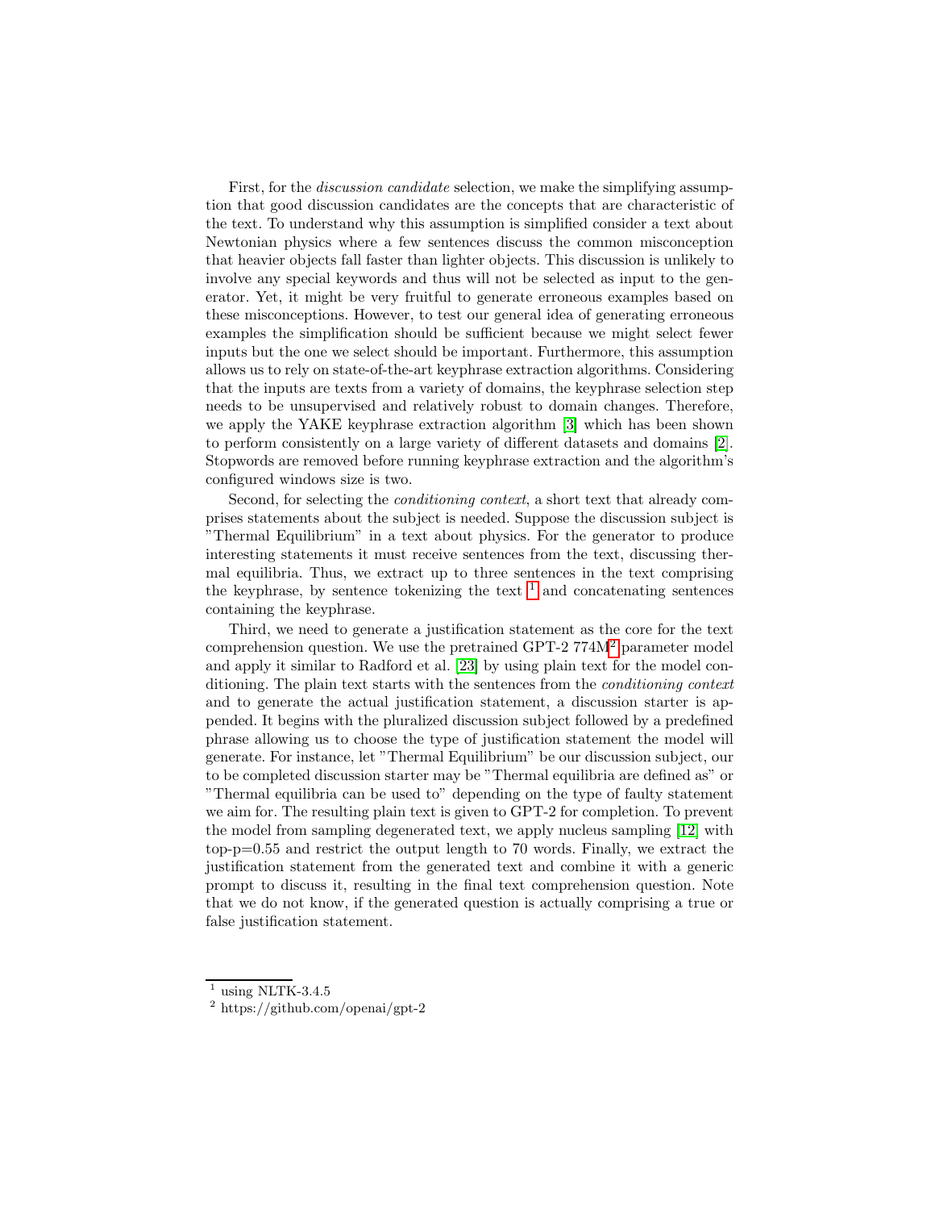First, for the *discussion candidate* selection, we make the simplifying assumption that good discussion candidates are the concepts that are characteristic of the text. To understand why this assumption is simplified consider a text about Newtonian physics where a few sentences discuss the common misconception that heavier objects fall faster than lighter objects. This discussion is unlikely to involve any special keywords and thus will not be selected as input to the generator. Yet, it might be very fruitful to generate erroneous examples based on these misconceptions. However, to test our general idea of generating erroneous examples the simplification should be sufficient because we might select fewer inputs but the one we select should be important. Furthermore, this assumption allows us to rely on state-of-the-art keyphrase extraction algorithms. Considering that the inputs are texts from a variety of domains, the keyphrase selection step needs to be unsupervised and relatively robust to domain changes. Therefore, we apply the YAKE keyphrase extraction algorithm [3] which has been shown to perform consistently on a large variety of different datasets and domains [2]. Stopwords are removed before running keyphrase extraction and the algorithm's configured windows size is two.

Second, for selecting the *conditioning context*, a short text that already comprises statements about the subject is needed. Suppose the discussion subject is "Thermal Equilibrium" in a text about physics. For the generator to produce interesting statements it must receive sentences from the text, discussing thermal equilibria. Thus, we extract up to three sentences in the text comprising the keyphrase, by sentence tokenizing the text [1] and concatenating sentences containing the keyphrase.

Third, we need to generate a justification statement as the core for the text comprehension question. We use the pretrained GPT-2 774M[2] parameter model and apply it similar to Radford et al. [23] by using plain text for the model conditioning. The plain text starts with the sentences from the *conditioning context* and to generate the actual justification statement, a discussion starter is appended. It begins with the pluralized discussion subject followed by a predefined phrase allowing us to choose the type of justification statement the model will generate. For instance, let "Thermal Equilibrium" be our discussion subject, our to be completed discussion starter may be "Thermal equilibria are defined as" or "Thermal equilibria can be used to" depending on the type of faulty statement we aim for. The resulting plain text is given to GPT-2 for completion. To prevent the model from sampling degenerated text, we apply nucleus sampling [12] with top-p=0.55 and restrict the output length to 70 words. Finally, we extract the justification statement from the generated text and combine it with a generic prompt to discuss it, resulting in the final text comprehension question. Note that we do not know, if the generated question is actually comprising a true or false justification statement.

[1] using NLTK-3.4.5

[2] https://github.com/openai/gpt-2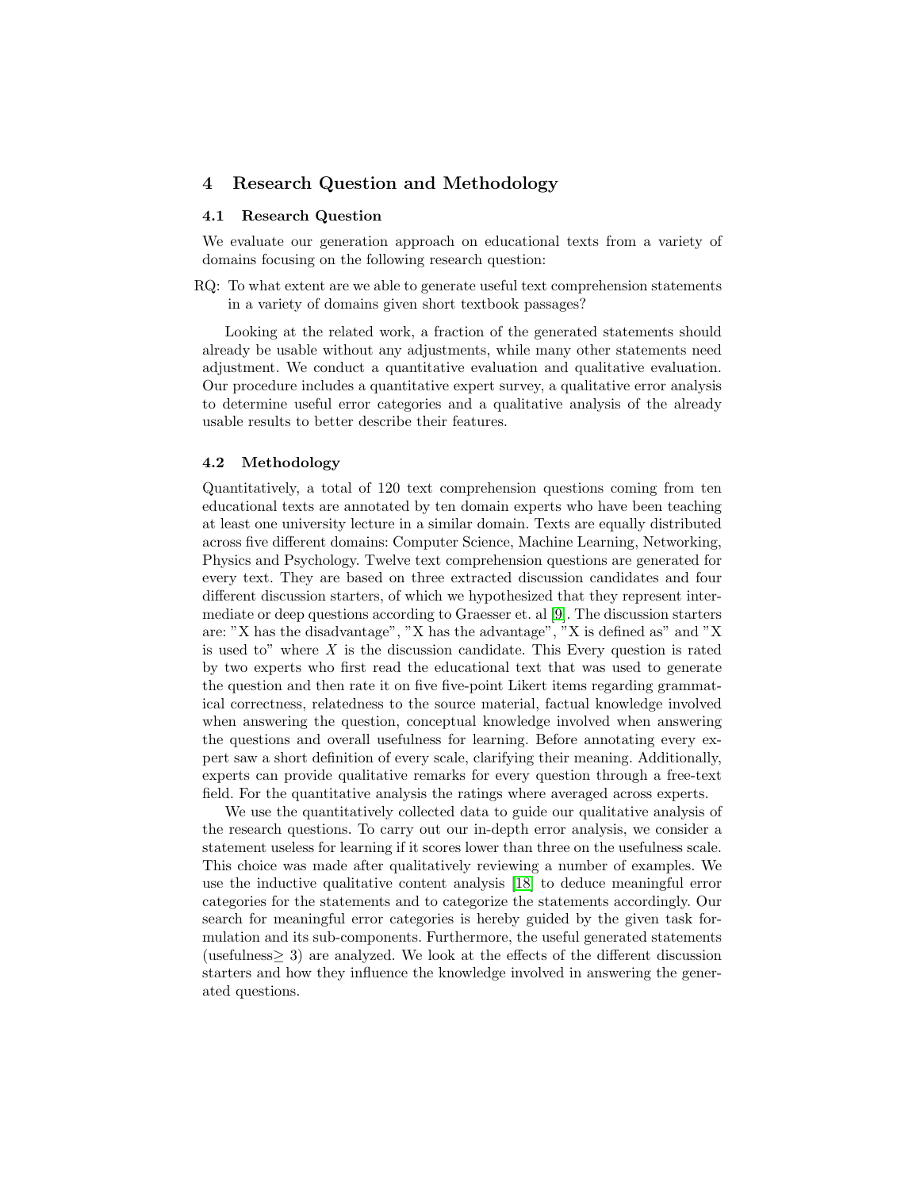## 4 Research Question and Methodology

### 4.1 Research Question

We evaluate our generation approach on educational texts from a variety of domains focusing on the following research question:

RQ: To what extent are we able to generate useful text comprehension statements in a variety of domains given short textbook passages?

Looking at the related work, a fraction of the generated statements should already be usable without any adjustments, while many other statements need adjustment. We conduct a quantitative evaluation and qualitative evaluation. Our procedure includes a quantitative expert survey, a qualitative error analysis to determine useful error categories and a qualitative analysis of the already usable results to better describe their features.

### 4.2 Methodology

Quantitatively, a total of 120 text comprehension questions coming from ten educational texts are annotated by ten domain experts who have been teaching at least one university lecture in a similar domain. Texts are equally distributed across five different domains: Computer Science, Machine Learning, Networking, Physics and Psychology. Twelve text comprehension questions are generated for every text. They are based on three extracted discussion candidates and four different discussion starters, of which we hypothesized that they represent intermediate or deep questions according to Graesser et. al [9]. The discussion starters are: "X has the disadvantage", "X has the advantage", "X is defined as" and "X is used to" where $X$ is the discussion candidate. This Every question is rated by two experts who first read the educational text that was used to generate the question and then rate it on five five-point Likert items regarding grammatical correctness, relatedness to the source material, factual knowledge involved when answering the question, conceptual knowledge involved when answering the questions and overall usefulness for learning. Before annotating every expert saw a short definition of every scale, clarifying their meaning. Additionally, experts can provide qualitative remarks for every question through a free-text field. For the quantitative analysis the ratings where averaged across experts.

We use the quantitatively collected data to guide our qualitative analysis of the research questions. To carry out our in-depth error analysis, we consider a statement useless for learning if it scores lower than three on the usefulness scale. This choice was made after qualitatively reviewing a number of examples. We use the inductive qualitative content analysis [18] to deduce meaningful error categories for the statements and to categorize the statements accordingly. Our search for meaningful error categories is hereby guided by the given task formulation and its sub-components. Furthermore, the useful generated statements (usefulness$\geq$ 3) are analyzed. We look at the effects of the different discussion starters and how they influence the knowledge involved in answering the generated questions.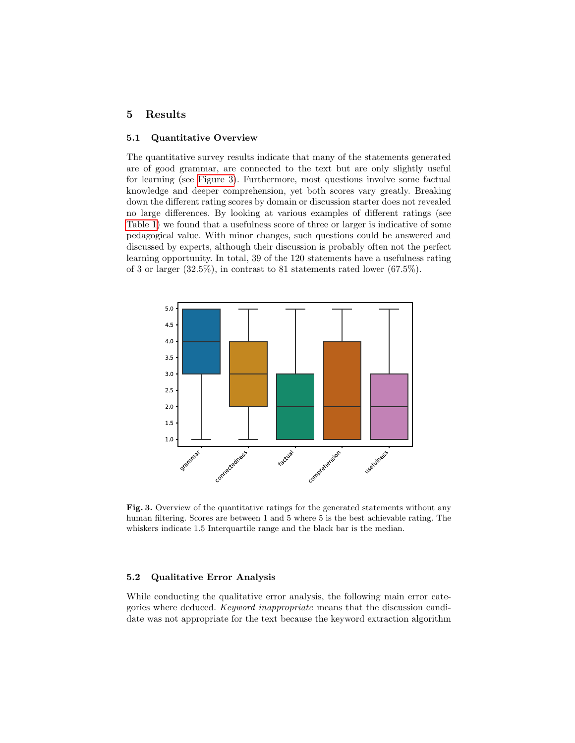## 5 Results

### 5.1 Quantitative Overview

The quantitative survey results indicate that many of the statements generated are of good grammar, are connected to the text but are only slightly useful for learning (see Figure 3). Furthermore, most questions involve some factual knowledge and deeper comprehension, yet both scores vary greatly. Breaking down the different rating scores by domain or discussion starter does not revealed no large differences. By looking at various examples of different ratings (see Table 1) we found that a usefulness score of three or larger is indicative of some pedagogical value. With minor changes, such questions could be answered and discussed by experts, although their discussion is probably often not the perfect learning opportunity. In total, 39 of the 120 statements have a usefulness rating of 3 or larger (32.5%), in contrast to 81 statements rated lower (67.5%).

**Fig. 3.** Overview of the quantitative ratings for the generated statements without any human filtering. Scores are between 1 and 5 where 5 is the best achievable rating. The whiskers indicate 1.5 Interquartile range and the black bar is the median.

### 5.2 Qualitative Error Analysis

While conducting the qualitative error analysis, the following main error categories where deduced. *Keyword inappropriate* means that the discussion candidate was not appropriate for the text because the keyword extraction algorithm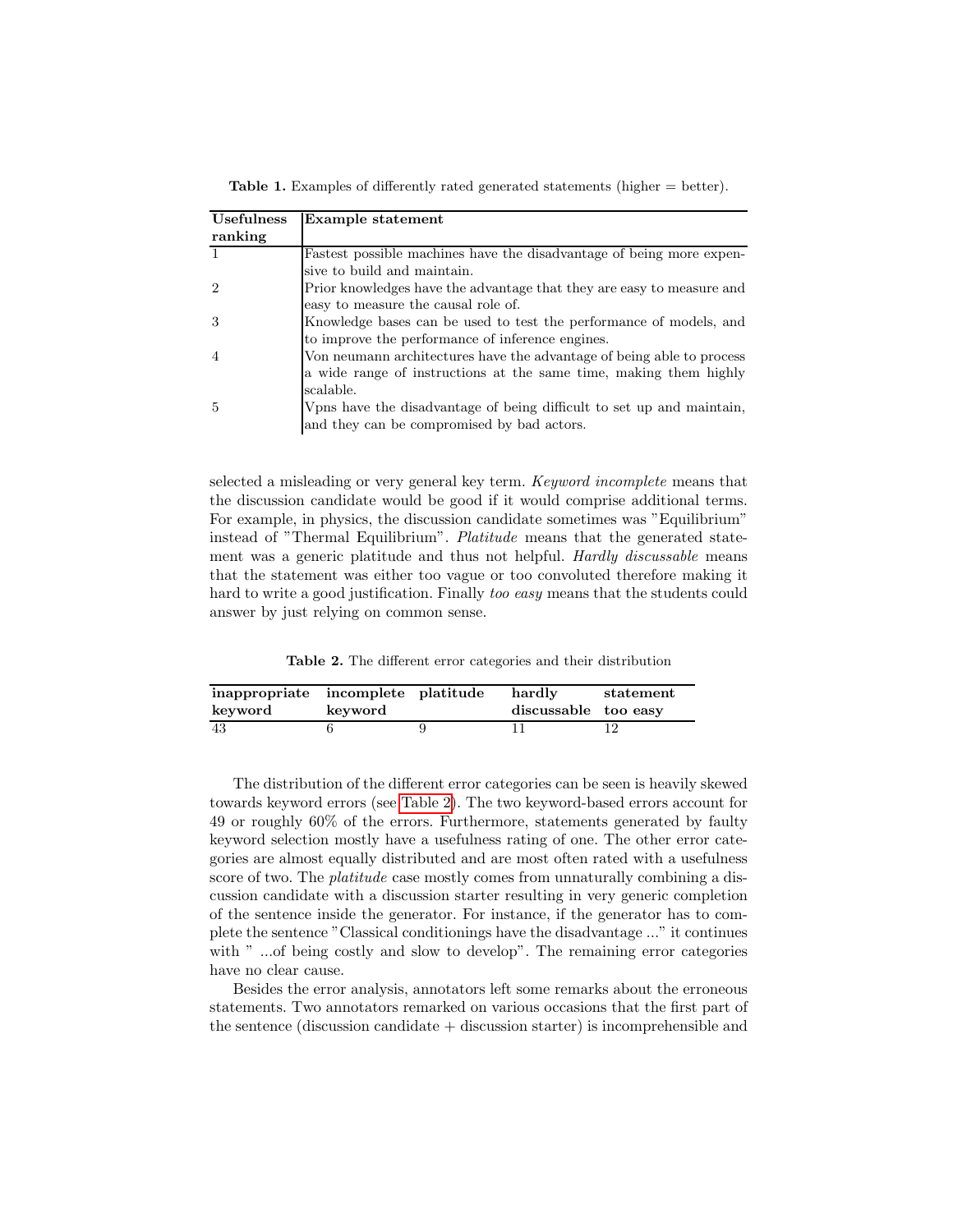**Table 1.** Examples of differently rated generated statements (higher = better).

| Usefulness ranking | Example statement |
|---|---|
| 1 | Fastest possible machines have the disadvantage of being more expensive to build and maintain. |
| 2 | Prior knowledges have the advantage that they are easy to measure and easy to measure the causal role of. |
| 3 | Knowledge bases can be used to test the performance of models, and to improve the performance of inference engines. |
| 4 | Von neumann architectures have the advantage of being able to process a wide range of instructions at the same time, making them highly scalable. |
| 5 | Vpns have the disadvantage of being difficult to set up and maintain, and they can be compromised by bad actors. |

selected a misleading or very general key term. *Keyword incomplete* means that the discussion candidate would be good if it would comprise additional terms. For example, in physics, the discussion candidate sometimes was "Equilibrium" instead of "Thermal Equilibrium". *Platitude* means that the generated statement was a generic platitude and thus not helpful. *Hardly discussable* means that the statement was either too vague or too convoluted therefore making it hard to write a good justification. Finally *too easy* means that the students could answer by just relying on common sense.

**Table 2.** The different error categories and their distribution

| inappropriate keyword | incomplete keyword | platitude | hardly discussable | statement too easy |
|---|---|---|---|---|
| 43 | 6 | 9 | 11 | 12 |

The distribution of the different error categories can be seen is heavily skewed towards keyword errors (see Table 2). The two keyword-based errors account for 49 or roughly 60% of the errors. Furthermore, statements generated by faulty keyword selection mostly have a usefulness rating of one. The other error categories are almost equally distributed and are most often rated with a usefulness score of two. The *platitude* case mostly comes from unnaturally combining a discussion candidate with a discussion starter resulting in very generic completion of the sentence inside the generator. For instance, if the generator has to complete the sentence "Classical conditionings have the disadvantage ..." it continues with " ...of being costly and slow to develop". The remaining error categories have no clear cause.

Besides the error analysis, annotators left some remarks about the erroneous statements. Two annotators remarked on various occasions that the first part of the sentence (discussion candidate + discussion starter) is incomprehensible and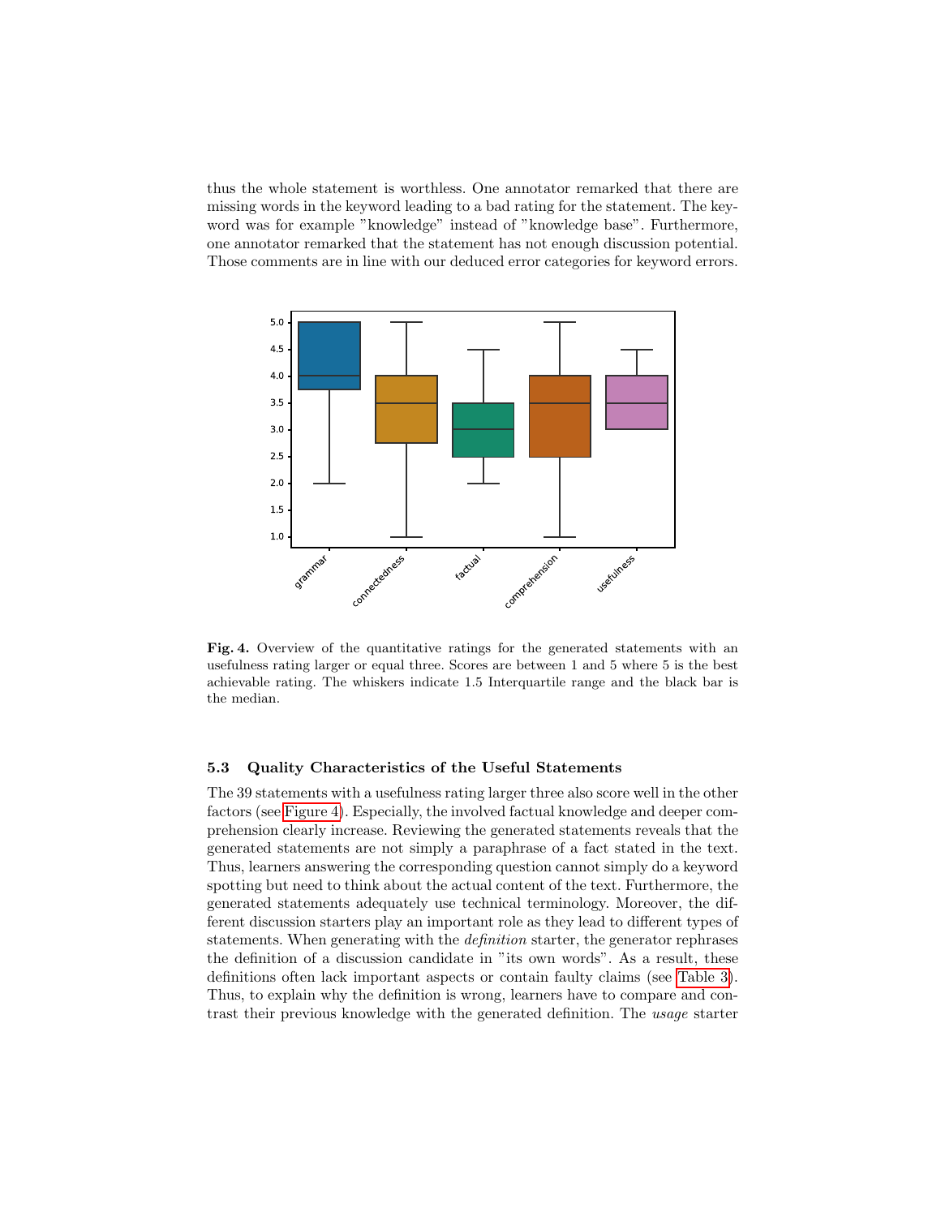thus the whole statement is worthless. One annotator remarked that there are missing words in the keyword leading to a bad rating for the statement. The keyword was for example "knowledge" instead of "knowledge base". Furthermore, one annotator remarked that the statement has not enough discussion potential. Those comments are in line with our deduced error categories for keyword errors.

**Fig. 4.** Overview of the quantitative ratings for the generated statements with an usefulness rating larger or equal three. Scores are between 1 and 5 where 5 is the best achievable rating. The whiskers indicate 1.5 Interquartile range and the black bar is the median.

### 5.3 Quality Characteristics of the Useful Statements

The 39 statements with a usefulness rating larger three also score well in the other factors (see Figure 4). Especially, the involved factual knowledge and deeper comprehension clearly increase. Reviewing the generated statements reveals that the generated statements are not simply a paraphrase of a fact stated in the text. Thus, learners answering the corresponding question cannot simply do a keyword spotting but need to think about the actual content of the text. Furthermore, the generated statements adequately use technical terminology. Moreover, the different discussion starters play an important role as they lead to different types of statements. When generating with the *definition* starter, the generator rephrases the definition of a discussion candidate in "its own words". As a result, these definitions often lack important aspects or contain faulty claims (see Table 3). Thus, to explain why the definition is wrong, learners have to compare and contrast their previous knowledge with the generated definition. The *usage* starter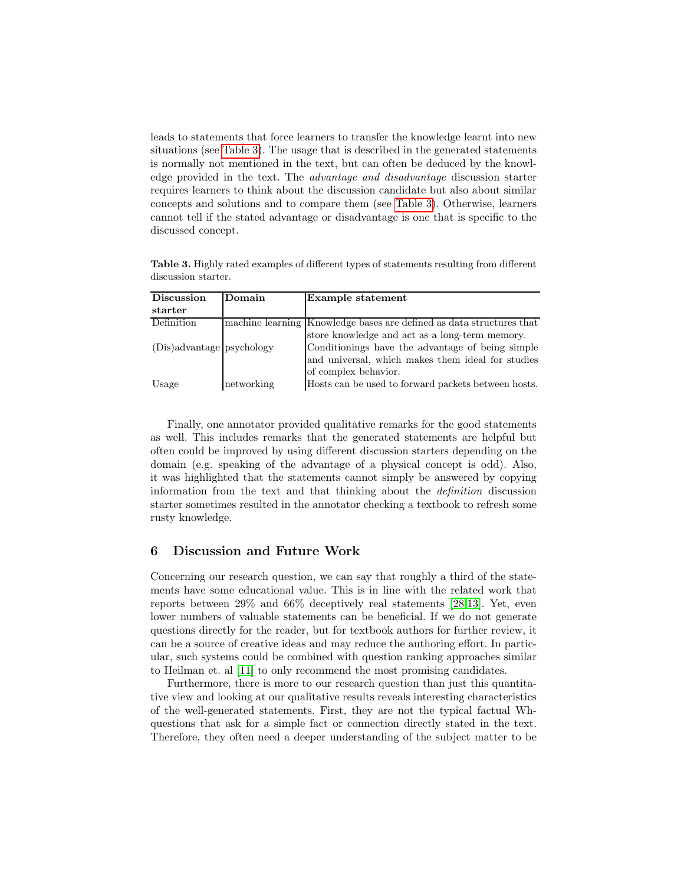leads to statements that force learners to transfer the knowledge learnt into new situations (see Table 3). The usage that is described in the generated statements is normally not mentioned in the text, but can often be deduced by the knowledge provided in the text. The *advantage and disadvantage* discussion starter requires learners to think about the discussion candidate but also about similar concepts and solutions and to compare them (see Table 3). Otherwise, learners cannot tell if the stated advantage or disadvantage is one that is specific to the discussed concept.

**Table 3.** Highly rated examples of different types of statements resulting from different discussion starter.

| Discussion starter | Domain | Example statement |
|---|---|---|
| Definition | machine learning | Knowledge bases are defined as data structures that store knowledge and act as a long-term memory. |
| (Dis)advantage | psychology | Conditionings have the advantage of being simple and universal, which makes them ideal for studies of complex behavior. |
| Usage | networking | Hosts can be used to forward packets between hosts. |

Finally, one annotator provided qualitative remarks for the good statements as well. This includes remarks that the generated statements are helpful but often could be improved by using different discussion starters depending on the domain (e.g. speaking of the advantage of a physical concept is odd). Also, it was highlighted that the statements cannot simply be answered by copying information from the text and that thinking about the *definition* discussion starter sometimes resulted in the annotator checking a textbook to refresh some rusty knowledge.

## 6 Discussion and Future Work

Concerning our research question, we can say that roughly a third of the statements have some educational value. This is in line with the related work that reports between 29% and 66% deceptively real statements [28,13]. Yet, even lower numbers of valuable statements can be beneficial. If we do not generate questions directly for the reader, but for textbook authors for further review, it can be a source of creative ideas and may reduce the authoring effort. In particular, such systems could be combined with question ranking approaches similar to Heilman et. al [11] to only recommend the most promising candidates.

Furthermore, there is more to our research question than just this quantitative view and looking at our qualitative results reveals interesting characteristics of the well-generated statements. First, they are not the typical factual Wh-questions that ask for a simple fact or connection directly stated in the text. Therefore, they often need a deeper understanding of the subject matter to be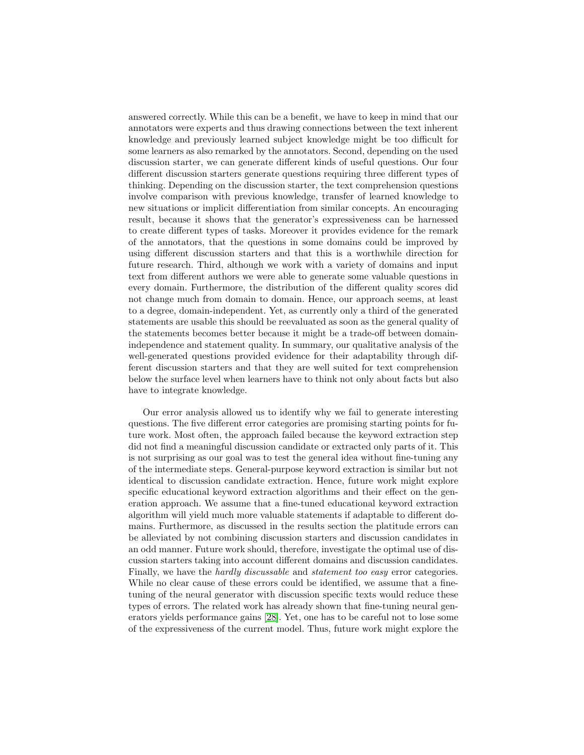answered correctly. While this can be a benefit, we have to keep in mind that our annotators were experts and thus drawing connections between the text inherent knowledge and previously learned subject knowledge might be too difficult for some learners as also remarked by the annotators. Second, depending on the used discussion starter, we can generate different kinds of useful questions. Our four different discussion starters generate questions requiring three different types of thinking. Depending on the discussion starter, the text comprehension questions involve comparison with previous knowledge, transfer of learned knowledge to new situations or implicit differentiation from similar concepts. An encouraging result, because it shows that the generator's expressiveness can be harnessed to create different types of tasks. Moreover it provides evidence for the remark of the annotators, that the questions in some domains could be improved by using different discussion starters and that this is a worthwhile direction for future research. Third, although we work with a variety of domains and input text from different authors we were able to generate some valuable questions in every domain. Furthermore, the distribution of the different quality scores did not change much from domain to domain. Hence, our approach seems, at least to a degree, domain-independent. Yet, as currently only a third of the generated statements are usable this should be reevaluated as soon as the general quality of the statements becomes better because it might be a trade-off between domain-independence and statement quality. In summary, our qualitative analysis of the well-generated questions provided evidence for their adaptability through different discussion starters and that they are well suited for text comprehension below the surface level when learners have to think not only about facts but also have to integrate knowledge.

Our error analysis allowed us to identify why we fail to generate interesting questions. The five different error categories are promising starting points for future work. Most often, the approach failed because the keyword extraction step did not find a meaningful discussion candidate or extracted only parts of it. This is not surprising as our goal was to test the general idea without fine-tuning any of the intermediate steps. General-purpose keyword extraction is similar but not identical to discussion candidate extraction. Hence, future work might explore specific educational keyword extraction algorithms and their effect on the generation approach. We assume that a fine-tuned educational keyword extraction algorithm will yield much more valuable statements if adaptable to different domains. Furthermore, as discussed in the results section the platitude errors can be alleviated by not combining discussion starters and discussion candidates in an odd manner. Future work should, therefore, investigate the optimal use of discussion starters taking into account different domains and discussion candidates. Finally, we have the *hardly discussable* and *statement too easy* error categories. While no clear cause of these errors could be identified, we assume that a fine-tuning of the neural generator with discussion specific texts would reduce these types of errors. The related work has already shown that fine-tuning neural generators yields performance gains [28]. Yet, one has to be careful not to lose some of the expressiveness of the current model. Thus, future work might explore the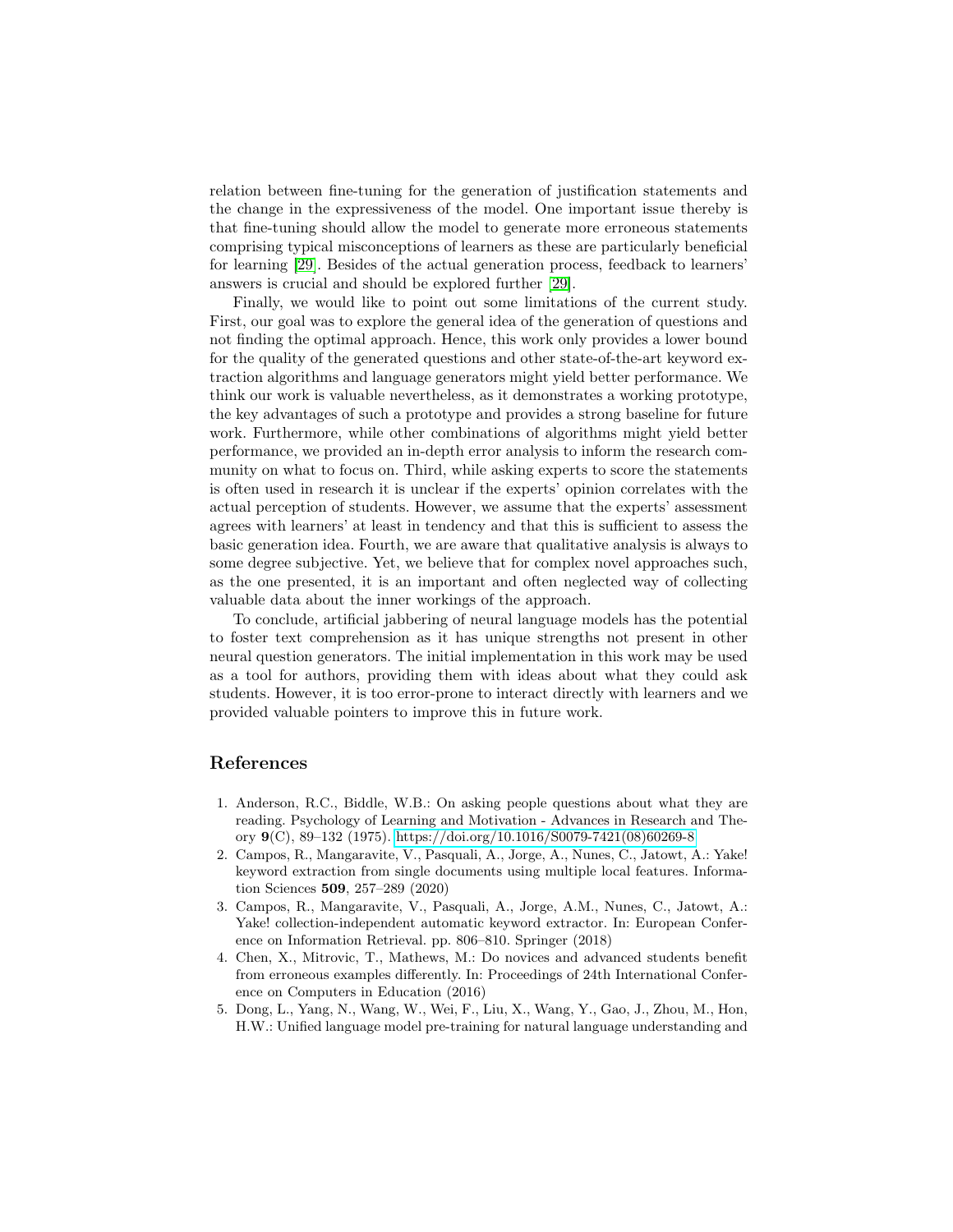relation between fine-tuning for the generation of justification statements and the change in the expressiveness of the model. One important issue thereby is that fine-tuning should allow the model to generate more erroneous statements comprising typical misconceptions of learners as these are particularly beneficial for learning [29]. Besides of the actual generation process, feedback to learners' answers is crucial and should be explored further [29].

Finally, we would like to point out some limitations of the current study. First, our goal was to explore the general idea of the generation of questions and not finding the optimal approach. Hence, this work only provides a lower bound for the quality of the generated questions and other state-of-the-art keyword extraction algorithms and language generators might yield better performance. We think our work is valuable nevertheless, as it demonstrates a working prototype, the key advantages of such a prototype and provides a strong baseline for future work. Furthermore, while other combinations of algorithms might yield better performance, we provided an in-depth error analysis to inform the research community on what to focus on. Third, while asking experts to score the statements is often used in research it is unclear if the experts' opinion correlates with the actual perception of students. However, we assume that the experts' assessment agrees with learners' at least in tendency and that this is sufficient to assess the basic generation idea. Fourth, we are aware that qualitative analysis is always to some degree subjective. Yet, we believe that for complex novel approaches such, as the one presented, it is an important and often neglected way of collecting valuable data about the inner workings of the approach.

To conclude, artificial jabbering of neural language models has the potential to foster text comprehension as it has unique strengths not present in other neural question generators. The initial implementation in this work may be used as a tool for authors, providing them with ideas about what they could ask students. However, it is too error-prone to interact directly with learners and we provided valuable pointers to improve this in future work.

## References

1. Anderson, R.C., Biddle, W.B.: On asking people questions about what they are reading. Psychology of Learning and Motivation - Advances in Research and Theory **9**(C), 89–132 (1975). https://doi.org/10.1016/S0079-7421(08)60269-8
2. Campos, R., Mangaravite, V., Pasquali, A., Jorge, A., Nunes, C., Jatowt, A.: Yake! keyword extraction from single documents using multiple local features. Information Sciences **509**, 257–289 (2020)
3. Campos, R., Mangaravite, V., Pasquali, A., Jorge, A.M., Nunes, C., Jatowt, A.: Yake! collection-independent automatic keyword extractor. In: European Conference on Information Retrieval. pp. 806–810. Springer (2018)
4. Chen, X., Mitrovic, T., Mathews, M.: Do novices and advanced students benefit from erroneous examples differently. In: Proceedings of 24th International Conference on Computers in Education (2016)
5. Dong, L., Yang, N., Wang, W., Wei, F., Liu, X., Wang, Y., Gao, J., Zhou, M., Hon, H.W.: Unified language model pre-training for natural language understanding and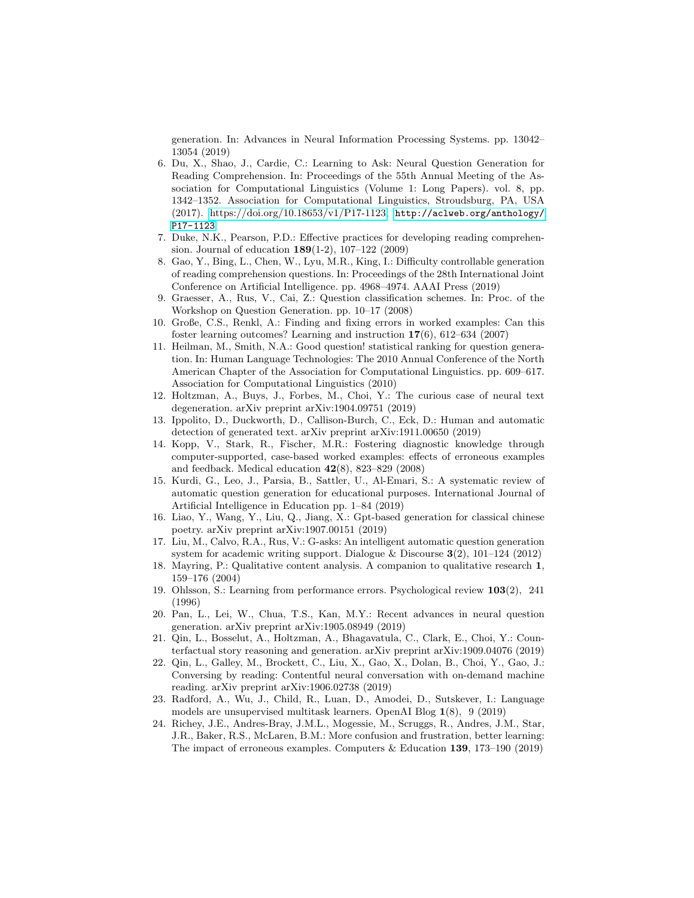generation. In: Advances in Neural Information Processing Systems. pp. 13042–13054 (2019)

6. Du, X., Shao, J., Cardie, C.: Learning to Ask: Neural Question Generation for Reading Comprehension. In: Proceedings of the 55th Annual Meeting of the Association for Computational Linguistics (Volume 1: Long Papers). vol. 8, pp. 1342–1352. Association for Computational Linguistics, Stroudsburg, PA, USA (2017). https://doi.org/10.18653/v1/P17-1123, `http://aclweb.org/anthology/P17-1123`
7. Duke, N.K., Pearson, P.D.: Effective practices for developing reading comprehension. Journal of education **189**(1-2), 107–122 (2009)
8. Gao, Y., Bing, L., Chen, W., Lyu, M.R., King, I.: Difficulty controllable generation of reading comprehension questions. In: Proceedings of the 28th International Joint Conference on Artificial Intelligence. pp. 4968–4974. AAAI Press (2019)
9. Graesser, A., Rus, V., Cai, Z.: Question classification schemes. In: Proc. of the Workshop on Question Generation. pp. 10–17 (2008)
10. Große, C.S., Renkl, A.: Finding and fixing errors in worked examples: Can this foster learning outcomes? Learning and instruction **17**(6), 612–634 (2007)
11. Heilman, M., Smith, N.A.: Good question! statistical ranking for question generation. In: Human Language Technologies: The 2010 Annual Conference of the North American Chapter of the Association for Computational Linguistics. pp. 609–617. Association for Computational Linguistics (2010)
12. Holtzman, A., Buys, J., Forbes, M., Choi, Y.: The curious case of neural text degeneration. arXiv preprint arXiv:1904.09751 (2019)
13. Ippolito, D., Duckworth, D., Callison-Burch, C., Eck, D.: Human and automatic detection of generated text. arXiv preprint arXiv:1911.00650 (2019)
14. Kopp, V., Stark, R., Fischer, M.R.: Fostering diagnostic knowledge through computer-supported, case-based worked examples: effects of erroneous examples and feedback. Medical education **42**(8), 823–829 (2008)
15. Kurdi, G., Leo, J., Parsia, B., Sattler, U., Al-Emari, S.: A systematic review of automatic question generation for educational purposes. International Journal of Artificial Intelligence in Education pp. 1–84 (2019)
16. Liao, Y., Wang, Y., Liu, Q., Jiang, X.: Gpt-based generation for classical chinese poetry. arXiv preprint arXiv:1907.00151 (2019)
17. Liu, M., Calvo, R.A., Rus, V.: G-asks: An intelligent automatic question generation system for academic writing support. Dialogue & Discourse **3**(2), 101–124 (2012)
18. Mayring, P.: Qualitative content analysis. A companion to qualitative research **1**, 159–176 (2004)
19. Ohlsson, S.: Learning from performance errors. Psychological review **103**(2), 241 (1996)
20. Pan, L., Lei, W., Chua, T.S., Kan, M.Y.: Recent advances in neural question generation. arXiv preprint arXiv:1905.08949 (2019)
21. Qin, L., Bosselut, A., Holtzman, A., Bhagavatula, C., Clark, E., Choi, Y.: Counterfactual story reasoning and generation. arXiv preprint arXiv:1909.04076 (2019)
22. Qin, L., Galley, M., Brockett, C., Liu, X., Gao, X., Dolan, B., Choi, Y., Gao, J.: Conversing by reading: Contentful neural conversation with on-demand machine reading. arXiv preprint arXiv:1906.02738 (2019)
23. Radford, A., Wu, J., Child, R., Luan, D., Amodei, D., Sutskever, I.: Language models are unsupervised multitask learners. OpenAI Blog **1**(8), 9 (2019)
24. Richey, J.E., Andres-Bray, J.M.L., Mogessie, M., Scruggs, R., Andres, J.M., Star, J.R., Baker, R.S., McLaren, B.M.: More confusion and frustration, better learning: The impact of erroneous examples. Computers & Education **139**, 173–190 (2019)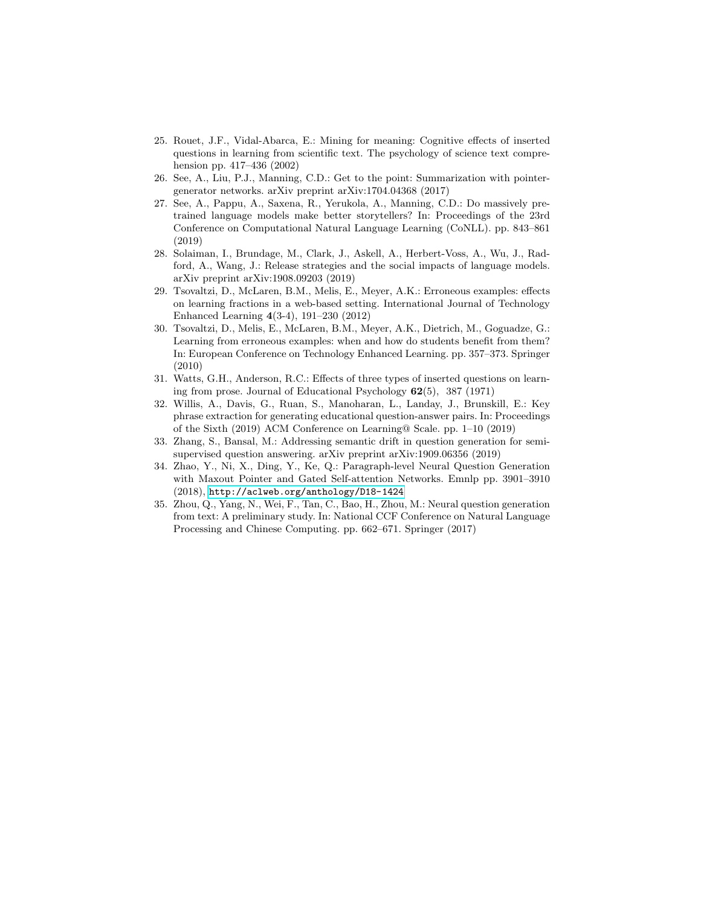25. Rouet, J.F., Vidal-Abarca, E.: Mining for meaning: Cognitive effects of inserted questions in learning from scientific text. The psychology of science text comprehension pp. 417–436 (2002)
26. See, A., Liu, P.J., Manning, C.D.: Get to the point: Summarization with pointer-generator networks. arXiv preprint arXiv:1704.04368 (2017)
27. See, A., Pappu, A., Saxena, R., Yerukola, A., Manning, C.D.: Do massively pretrained language models make better storytellers? In: Proceedings of the 23rd Conference on Computational Natural Language Learning (CoNLL). pp. 843–861 (2019)
28. Solaiman, I., Brundage, M., Clark, J., Askell, A., Herbert-Voss, A., Wu, J., Radford, A., Wang, J.: Release strategies and the social impacts of language models. arXiv preprint arXiv:1908.09203 (2019)
29. Tsovaltzi, D., McLaren, B.M., Melis, E., Meyer, A.K.: Erroneous examples: effects on learning fractions in a web-based setting. International Journal of Technology Enhanced Learning **4**(3-4), 191–230 (2012)
30. Tsovaltzi, D., Melis, E., McLaren, B.M., Meyer, A.K., Dietrich, M., Goguadze, G.: Learning from erroneous examples: when and how do students benefit from them? In: European Conference on Technology Enhanced Learning. pp. 357–373. Springer (2010)
31. Watts, G.H., Anderson, R.C.: Effects of three types of inserted questions on learning from prose. Journal of Educational Psychology **62**(5), 387 (1971)
32. Willis, A., Davis, G., Ruan, S., Manoharan, L., Landay, J., Brunskill, E.: Key phrase extraction for generating educational question-answer pairs. In: Proceedings of the Sixth (2019) ACM Conference on Learning@ Scale. pp. 1–10 (2019)
33. Zhang, S., Bansal, M.: Addressing semantic drift in question generation for semi-supervised question answering. arXiv preprint arXiv:1909.06356 (2019)
34. Zhao, Y., Ni, X., Ding, Y., Ke, Q.: Paragraph-level Neural Question Generation with Maxout Pointer and Gated Self-attention Networks. Emnlp pp. 3901–3910 (2018), http://aclweb.org/anthology/D18-1424
35. Zhou, Q., Yang, N., Wei, F., Tan, C., Bao, H., Zhou, M.: Neural question generation from text: A preliminary study. In: National CCF Conference on Natural Language Processing and Chinese Computing. pp. 662–671. Springer (2017)